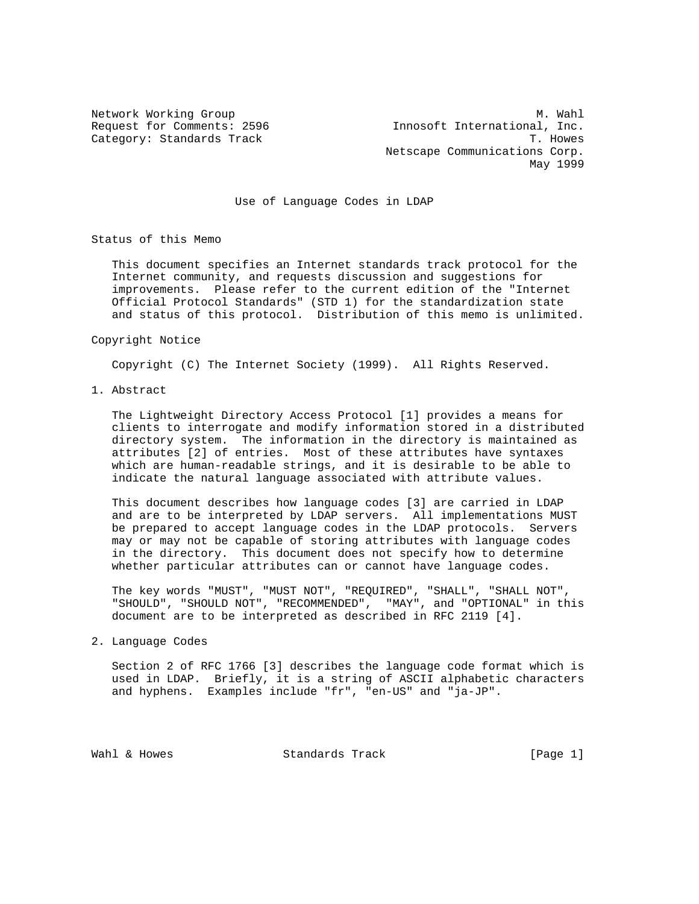Network Working Group M. Wahl
Request for Comments: 2596 Innosoft International, Inc.
Category: Standards Track T. Howes
Netscape Communications Corp.
May 1999

# Use of Language Codes in LDAP

## Status of this Memo

This document specifies an Internet standards track protocol for the Internet community, and requests discussion and suggestions for improvements. Please refer to the current edition of the "Internet Official Protocol Standards" (STD 1) for the standardization state and status of this protocol. Distribution of this memo is unlimited.

## Copyright Notice

Copyright (C) The Internet Society (1999). All Rights Reserved.

## 1. Abstract

The Lightweight Directory Access Protocol [1] provides a means for clients to interrogate and modify information stored in a distributed directory system. The information in the directory is maintained as attributes [2] of entries. Most of these attributes have syntaxes which are human-readable strings, and it is desirable to be able to indicate the natural language associated with attribute values.

This document describes how language codes [3] are carried in LDAP and are to be interpreted by LDAP servers. All implementations MUST be prepared to accept language codes in the LDAP protocols. Servers may or may not be capable of storing attributes with language codes in the directory. This document does not specify how to determine whether particular attributes can or cannot have language codes.

The key words "MUST", "MUST NOT", "REQUIRED", "SHALL", "SHALL NOT", "SHOULD", "SHOULD NOT", "RECOMMENDED", "MAY", and "OPTIONAL" in this document are to be interpreted as described in RFC 2119 [4].

## 2. Language Codes

Section 2 of RFC 1766 [3] describes the language code format which is used in LDAP. Briefly, it is a string of ASCII alphabetic characters and hyphens. Examples include "fr", "en-US" and "ja-JP".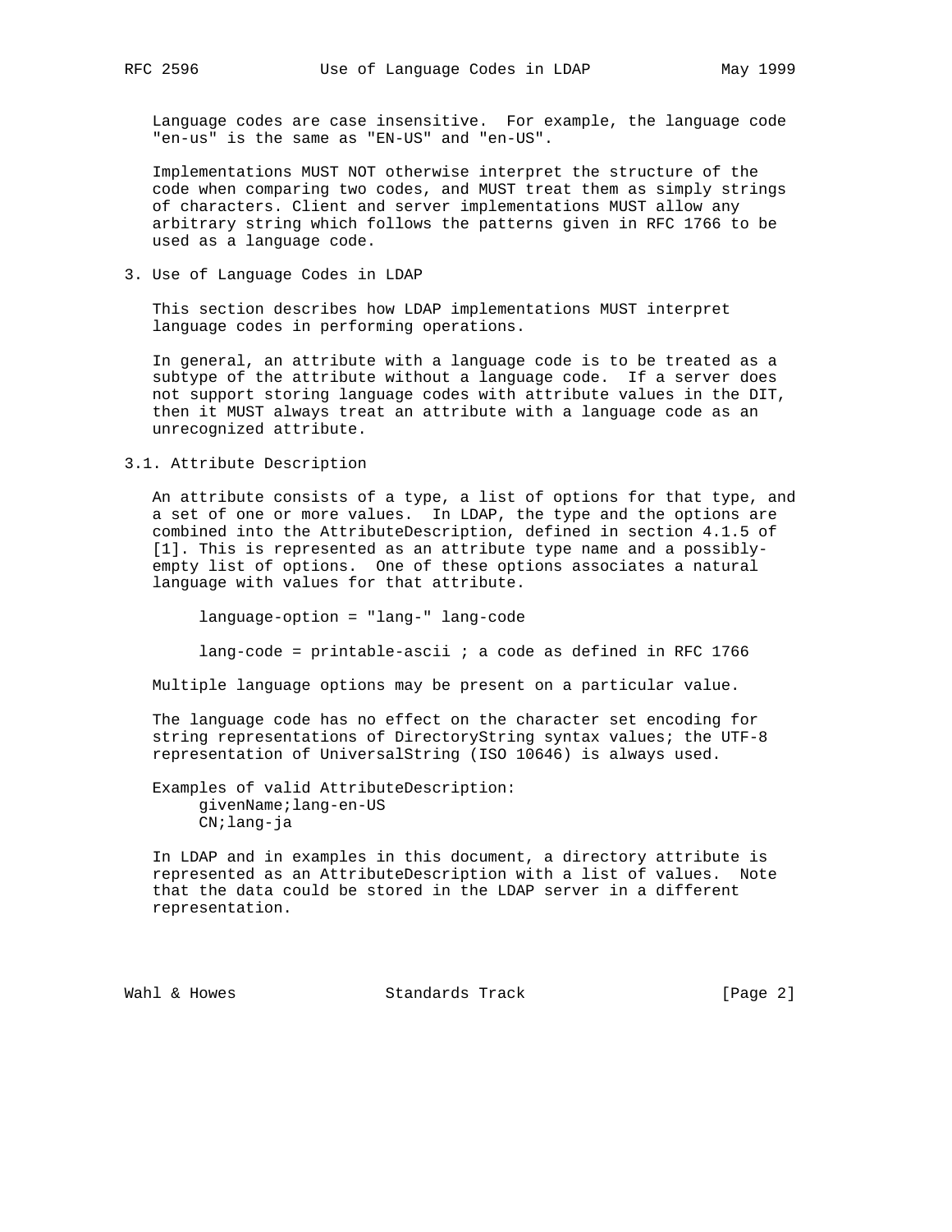Language codes are case insensitive. For example, the language code "en-us" is the same as "EN-US" and "en-US".

Implementations MUST NOT otherwise interpret the structure of the code when comparing two codes, and MUST treat them as simply strings of characters. Client and server implementations MUST allow any arbitrary string which follows the patterns given in RFC 1766 to be used as a language code.

## 3. Use of Language Codes in LDAP

This section describes how LDAP implementations MUST interpret language codes in performing operations.

In general, an attribute with a language code is to be treated as a subtype of the attribute without a language code. If a server does not support storing language codes with attribute values in the DIT, then it MUST always treat an attribute with a language code as an unrecognized attribute.

### 3.1. Attribute Description

An attribute consists of a type, a list of options for that type, and a set of one or more values. In LDAP, the type and the options are combined into the AttributeDescription, defined in section 4.1.5 of [1]. This is represented as an attribute type name and a possibly-empty list of options. One of these options associates a natural language with values for that attribute.

```
language-option = "lang-" lang-code

lang-code = printable-ascii ; a code as defined in RFC 1766
```

Multiple language options may be present on a particular value.

The language code has no effect on the character set encoding for string representations of DirectoryString syntax values; the UTF-8 representation of UniversalString (ISO 10646) is always used.

Examples of valid AttributeDescription:

```
givenName;lang-en-US
CN;lang-ja
```

In LDAP and in examples in this document, a directory attribute is represented as an AttributeDescription with a list of values. Note that the data could be stored in the LDAP server in a different representation.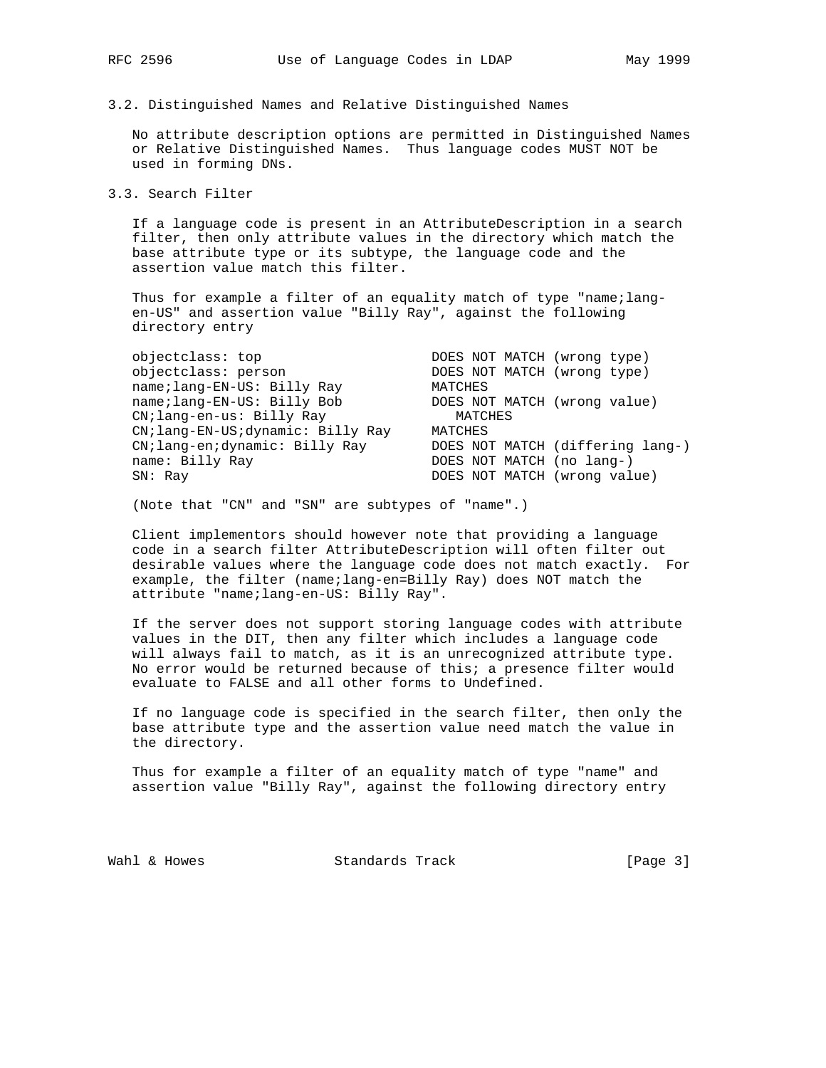### 3.2. Distinguished Names and Relative Distinguished Names

No attribute description options are permitted in Distinguished Names or Relative Distinguished Names. Thus language codes MUST NOT be used in forming DNs.

### 3.3. Search Filter

If a language code is present in an AttributeDescription in a search filter, then only attribute values in the directory which match the base attribute type or its subtype, the language code and the assertion value match this filter.

Thus for example a filter of an equality match of type "name;lang-en-US" and assertion value "Billy Ray", against the following directory entry

```
objectclass: top                    DOES NOT MATCH (wrong type)
objectclass: person                 DOES NOT MATCH (wrong type)
name;lang-EN-US: Billy Ray          MATCHES
name;lang-EN-US: Billy Bob          DOES NOT MATCH (wrong value)
CN;lang-en-us: Billy Ray               MATCHES
CN;lang-EN-US;dynamic: Billy Ray    MATCHES
CN;lang-en;dynamic: Billy Ray       DOES NOT MATCH (differing lang-)
name: Billy Ray                     DOES NOT MATCH (no lang-)
SN: Ray                             DOES NOT MATCH (wrong value)
```

(Note that "CN" and "SN" are subtypes of "name".)

Client implementors should however note that providing a language code in a search filter AttributeDescription will often filter out desirable values where the language code does not match exactly. For example, the filter (name;lang-en=Billy Ray) does NOT match the attribute "name;lang-en-US: Billy Ray".

If the server does not support storing language codes with attribute values in the DIT, then any filter which includes a language code will always fail to match, as it is an unrecognized attribute type. No error would be returned because of this; a presence filter would evaluate to FALSE and all other forms to Undefined.

If no language code is specified in the search filter, then only the base attribute type and the assertion value need match the value in the directory.

Thus for example a filter of an equality match of type "name" and assertion value "Billy Ray", against the following directory entry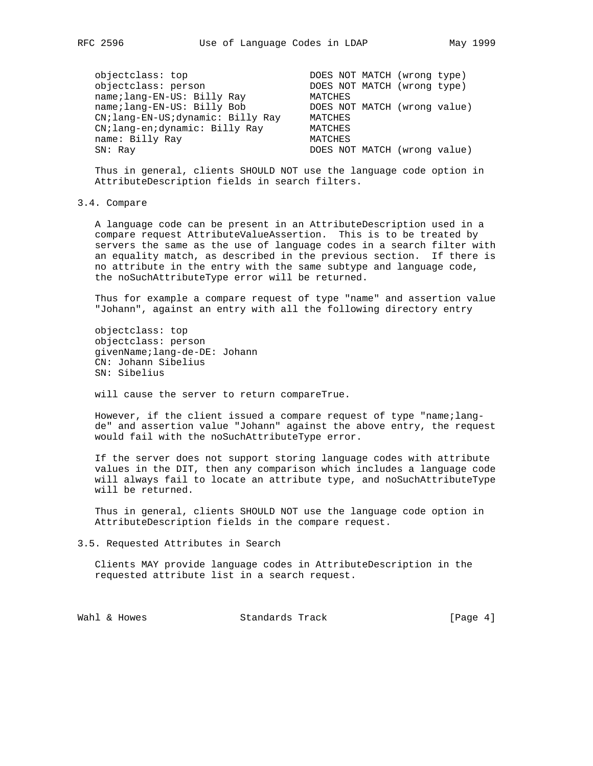```
objectclass: top                     DOES NOT MATCH (wrong type)
objectclass: person                  DOES NOT MATCH (wrong type)
name;lang-EN-US: Billy Ray           MATCHES
name;lang-EN-US: Billy Bob           DOES NOT MATCH (wrong value)
CN;lang-EN-US;dynamic: Billy Ray     MATCHES
CN;lang-en;dynamic: Billy Ray        MATCHES
name: Billy Ray                      MATCHES
SN: Ray                              DOES NOT MATCH (wrong value)
```

Thus in general, clients SHOULD NOT use the language code option in AttributeDescription fields in search filters.

### 3.4. Compare

A language code can be present in an AttributeDescription used in a compare request AttributeValueAssertion. This is to be treated by servers the same as the use of language codes in a search filter with an equality match, as described in the previous section. If there is no attribute in the entry with the same subtype and language code, the noSuchAttributeType error will be returned.

Thus for example a compare request of type "name" and assertion value "Johann", against an entry with all the following directory entry

```
objectclass: top
objectclass: person
givenName;lang-de-DE: Johann
CN: Johann Sibelius
SN: Sibelius
```

will cause the server to return compareTrue.

However, if the client issued a compare request of type "name;lang-de" and assertion value "Johann" against the above entry, the request would fail with the noSuchAttributeType error.

If the server does not support storing language codes with attribute values in the DIT, then any comparison which includes a language code will always fail to locate an attribute type, and noSuchAttributeType will be returned.

Thus in general, clients SHOULD NOT use the language code option in AttributeDescription fields in the compare request.

### 3.5. Requested Attributes in Search

Clients MAY provide language codes in AttributeDescription in the requested attribute list in a search request.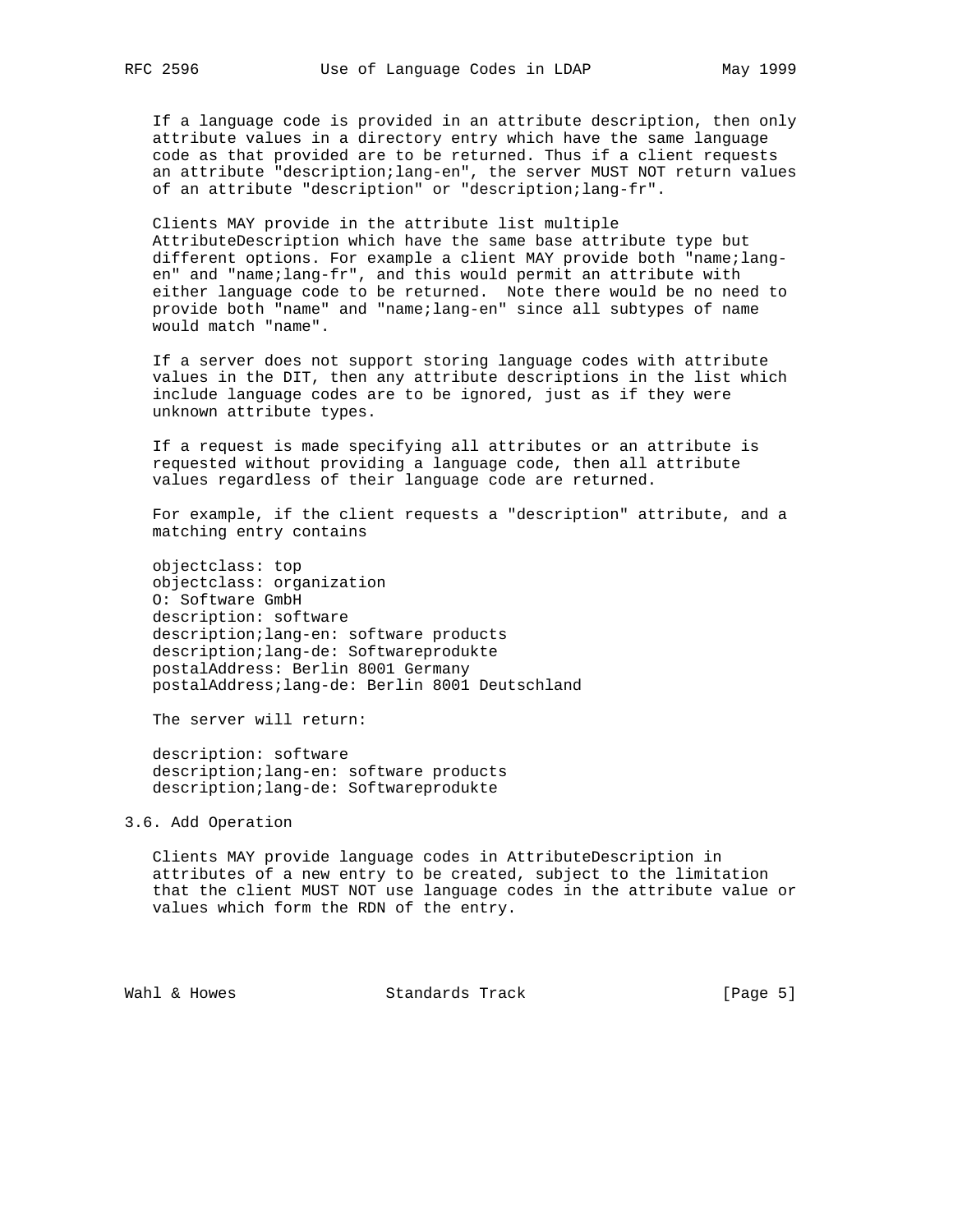If a language code is provided in an attribute description, then only attribute values in a directory entry which have the same language code as that provided are to be returned. Thus if a client requests an attribute "description;lang-en", the server MUST NOT return values of an attribute "description" or "description;lang-fr".

Clients MAY provide in the attribute list multiple AttributeDescription which have the same base attribute type but different options. For example a client MAY provide both "name;lang-en" and "name;lang-fr", and this would permit an attribute with either language code to be returned. Note there would be no need to provide both "name" and "name;lang-en" since all subtypes of name would match "name".

If a server does not support storing language codes with attribute values in the DIT, then any attribute descriptions in the list which include language codes are to be ignored, just as if they were unknown attribute types.

If a request is made specifying all attributes or an attribute is requested without providing a language code, then all attribute values regardless of their language code are returned.

For example, if the client requests a "description" attribute, and a matching entry contains

```
objectclass: top
objectclass: organization
O: Software GmbH
description: software
description;lang-en: software products
description;lang-de: Softwareprodukte
postalAddress: Berlin 8001 Germany
postalAddress;lang-de: Berlin 8001 Deutschland
```

The server will return:

```
description: software
description;lang-en: software products
description;lang-de: Softwareprodukte
```

## 3.6. Add Operation

Clients MAY provide language codes in AttributeDescription in attributes of a new entry to be created, subject to the limitation that the client MUST NOT use language codes in the attribute value or values which form the RDN of the entry.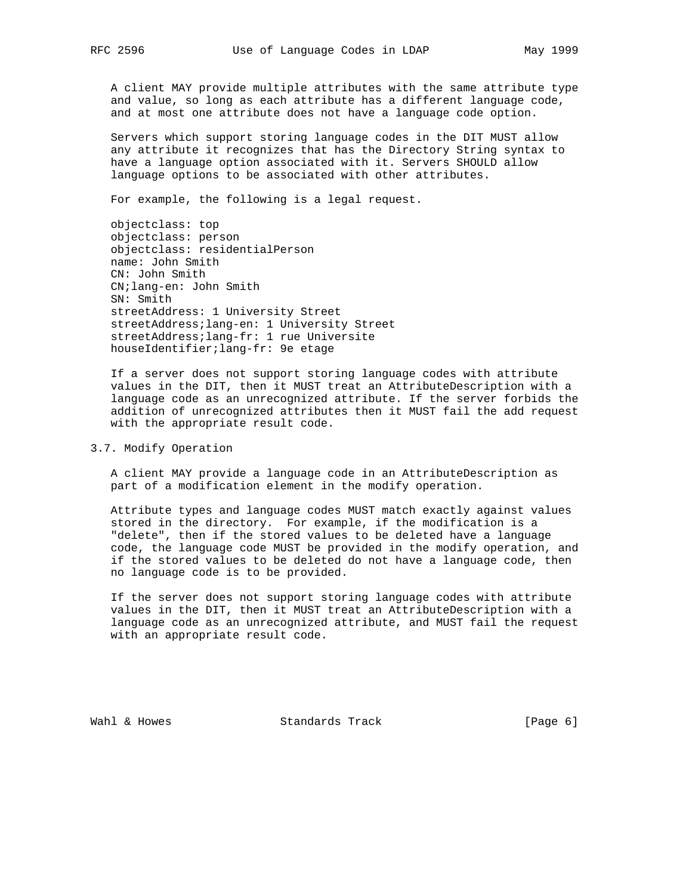A client MAY provide multiple attributes with the same attribute type and value, so long as each attribute has a different language code, and at most one attribute does not have a language code option.

Servers which support storing language codes in the DIT MUST allow any attribute it recognizes that has the Directory String syntax to have a language option associated with it. Servers SHOULD allow language options to be associated with other attributes.

For example, the following is a legal request.

```
objectclass: top
objectclass: person
objectclass: residentialPerson
name: John Smith
CN: John Smith
CN;lang-en: John Smith
SN: Smith
streetAddress: 1 University Street
streetAddress;lang-en: 1 University Street
streetAddress;lang-fr: 1 rue Universite
houseIdentifier;lang-fr: 9e etage
```

If a server does not support storing language codes with attribute values in the DIT, then it MUST treat an AttributeDescription with a language code as an unrecognized attribute. If the server forbids the addition of unrecognized attributes then it MUST fail the add request with the appropriate result code.

### 3.7. Modify Operation

A client MAY provide a language code in an AttributeDescription as part of a modification element in the modify operation.

Attribute types and language codes MUST match exactly against values stored in the directory. For example, if the modification is a "delete", then if the stored values to be deleted have a language code, the language code MUST be provided in the modify operation, and if the stored values to be deleted do not have a language code, then no language code is to be provided.

If the server does not support storing language codes with attribute values in the DIT, then it MUST treat an AttributeDescription with a language code as an unrecognized attribute, and MUST fail the request with an appropriate result code.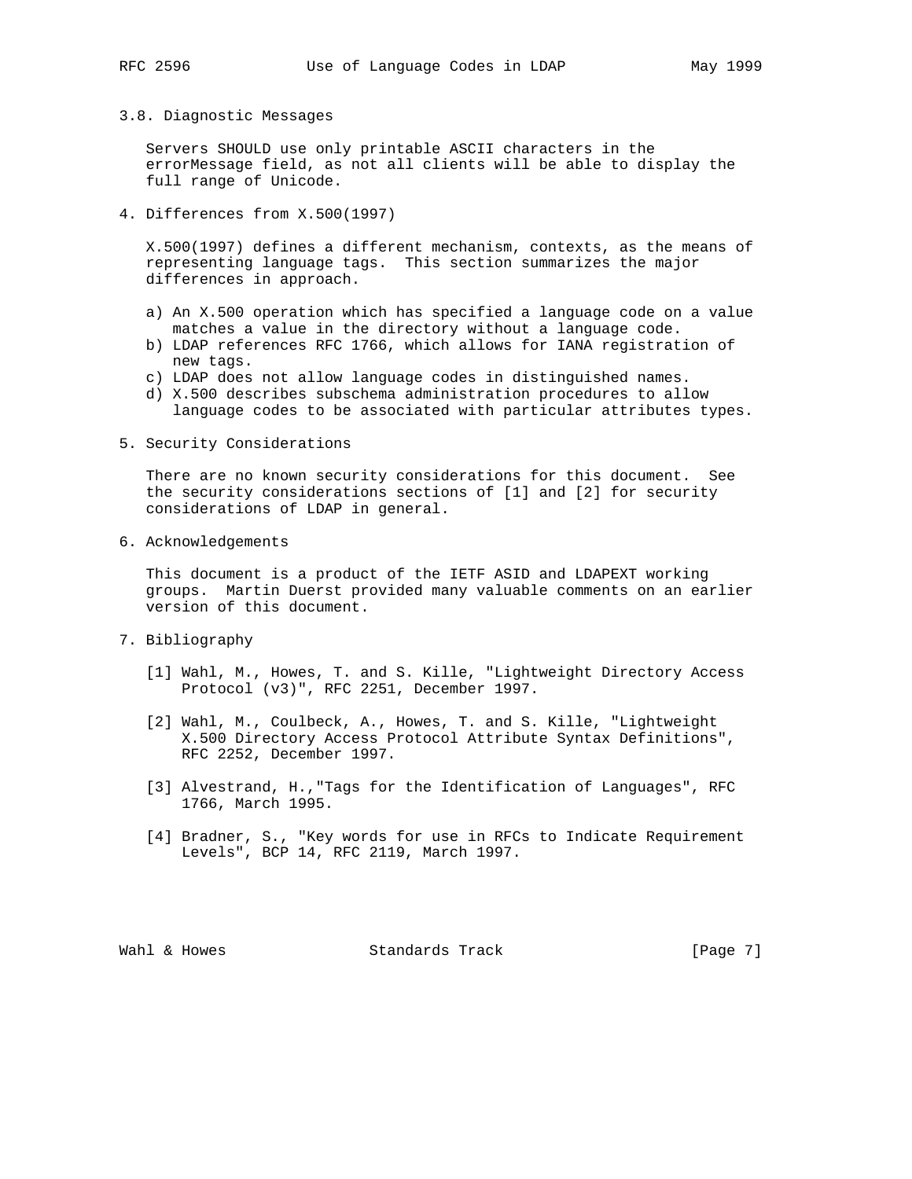### 3.8. Diagnostic Messages

Servers SHOULD use only printable ASCII characters in the errorMessage field, as not all clients will be able to display the full range of Unicode.

## 4. Differences from X.500(1997)

X.500(1997) defines a different mechanism, contexts, as the means of representing language tags. This section summarizes the major differences in approach.

a) An X.500 operation which has specified a language code on a value matches a value in the directory without a language code.
b) LDAP references RFC 1766, which allows for IANA registration of new tags.
c) LDAP does not allow language codes in distinguished names.
d) X.500 describes subschema administration procedures to allow language codes to be associated with particular attributes types.

## 5. Security Considerations

There are no known security considerations for this document. See the security considerations sections of [1] and [2] for security considerations of LDAP in general.

## 6. Acknowledgements

This document is a product of the IETF ASID and LDAPEXT working groups. Martin Duerst provided many valuable comments on an earlier version of this document.

## 7. Bibliography

[1] Wahl, M., Howes, T. and S. Kille, "Lightweight Directory Access Protocol (v3)", RFC 2251, December 1997.

[2] Wahl, M., Coulbeck, A., Howes, T. and S. Kille, "Lightweight X.500 Directory Access Protocol Attribute Syntax Definitions", RFC 2252, December 1997.

[3] Alvestrand, H.,"Tags for the Identification of Languages", RFC 1766, March 1995.

[4] Bradner, S., "Key words for use in RFCs to Indicate Requirement Levels", BCP 14, RFC 2119, March 1997.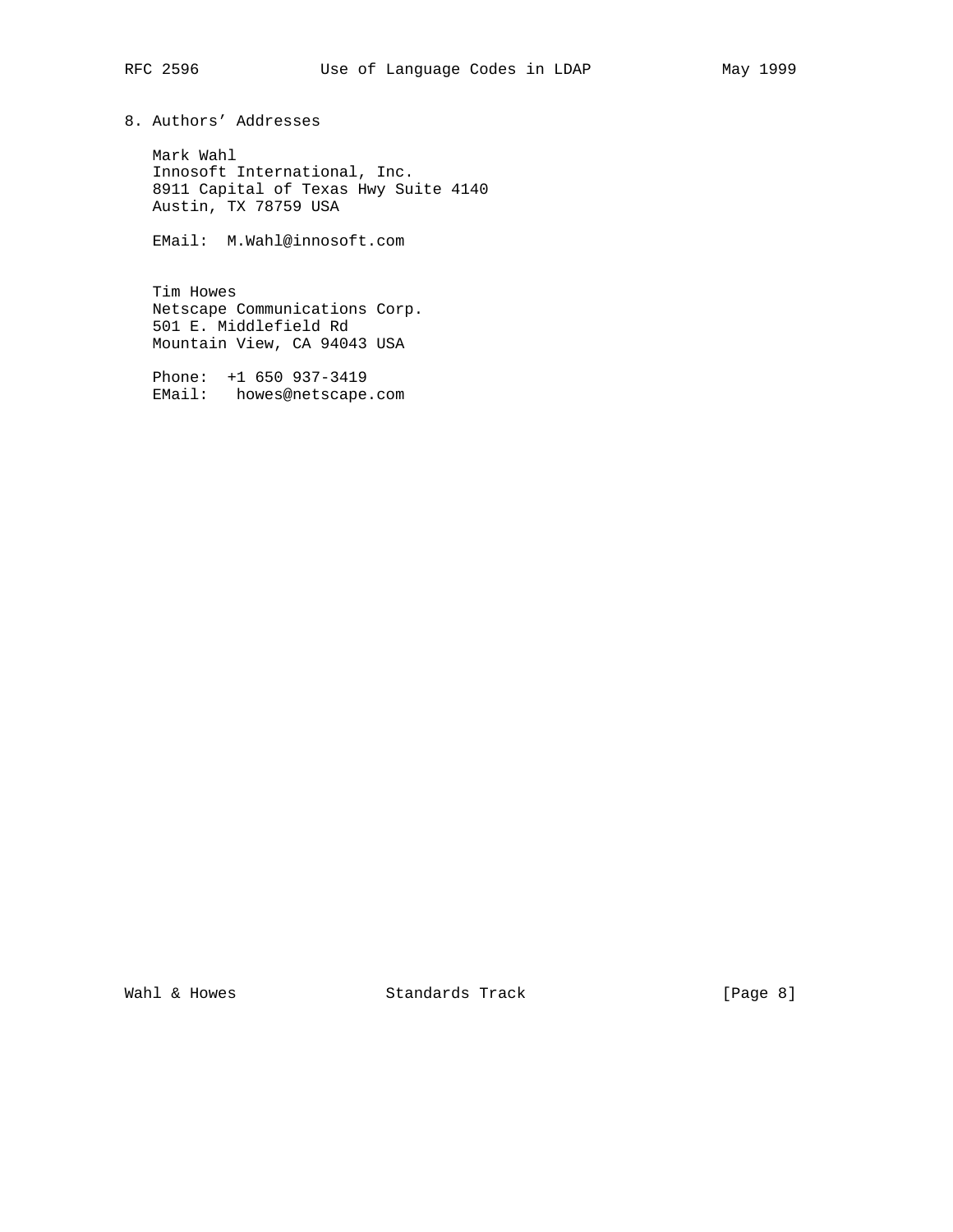## 8. Authors' Addresses

Mark Wahl
Innosoft International, Inc.
8911 Capital of Texas Hwy Suite 4140
Austin, TX 78759 USA

EMail: M.Wahl@innosoft.com

Tim Howes
Netscape Communications Corp.
501 E. Middlefield Rd
Mountain View, CA 94043 USA

Phone: +1 650 937-3419
EMail: howes@netscape.com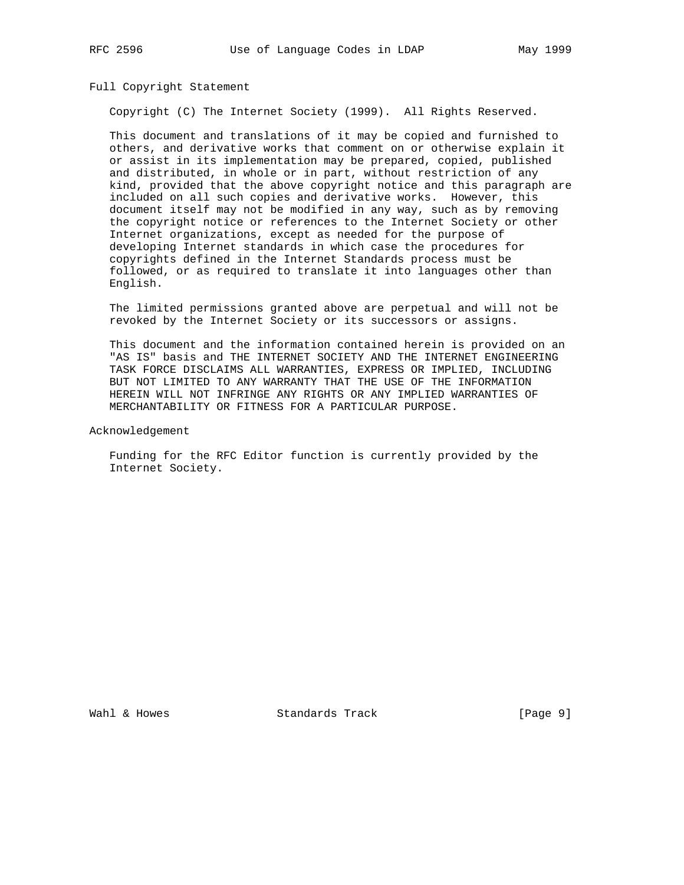## Full Copyright Statement

Copyright (C) The Internet Society (1999). All Rights Reserved.

This document and translations of it may be copied and furnished to others, and derivative works that comment on or otherwise explain it or assist in its implementation may be prepared, copied, published and distributed, in whole or in part, without restriction of any kind, provided that the above copyright notice and this paragraph are included on all such copies and derivative works. However, this document itself may not be modified in any way, such as by removing the copyright notice or references to the Internet Society or other Internet organizations, except as needed for the purpose of developing Internet standards in which case the procedures for copyrights defined in the Internet Standards process must be followed, or as required to translate it into languages other than English.

The limited permissions granted above are perpetual and will not be revoked by the Internet Society or its successors or assigns.

This document and the information contained herein is provided on an "AS IS" basis and THE INTERNET SOCIETY AND THE INTERNET ENGINEERING TASK FORCE DISCLAIMS ALL WARRANTIES, EXPRESS OR IMPLIED, INCLUDING BUT NOT LIMITED TO ANY WARRANTY THAT THE USE OF THE INFORMATION HEREIN WILL NOT INFRINGE ANY RIGHTS OR ANY IMPLIED WARRANTIES OF MERCHANTABILITY OR FITNESS FOR A PARTICULAR PURPOSE.

## Acknowledgement

Funding for the RFC Editor function is currently provided by the Internet Society.